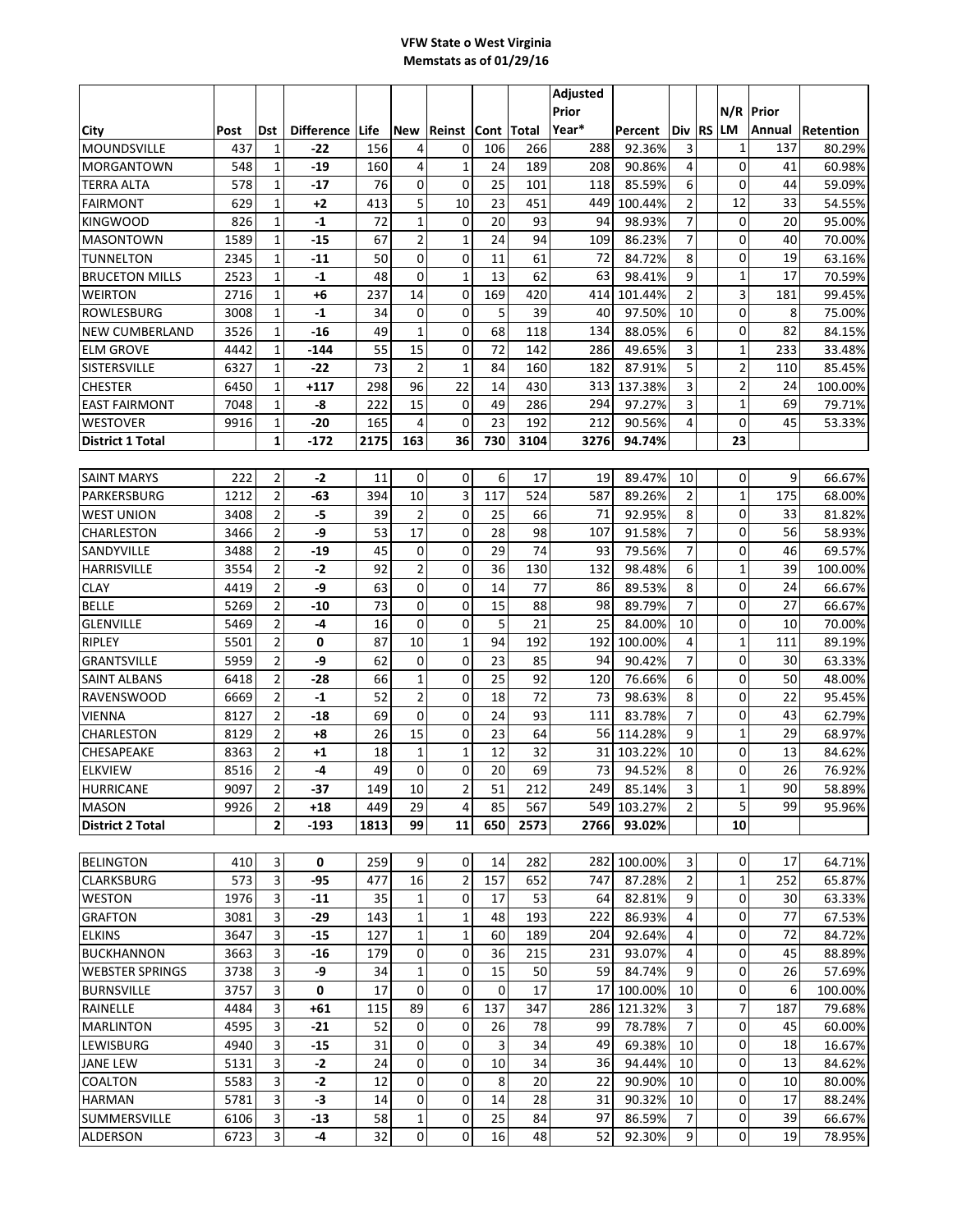**VFW State o West Virginia**
**Memstats as of 01/29/16**

| City | Post | Dst | Difference | Life | New | Reinst | Cont | Total | Adjusted Prior Year* | Percent | Div | RS | N/R LM | Prior Annual | Retention |
|---|---|---|---|---|---|---|---|---|---|---|---|---|---|---|---|
| MOUNDSVILLE | 437 | 1 | **-22** | 156 | 4 | 0 | 106 | 266 | 288 | 92.36% | 3 | | 1 | 137 | 80.29% |
| MORGANTOWN | 548 | 1 | **-19** | 160 | 4 | 1 | 24 | 189 | 208 | 90.86% | 4 | | 0 | 41 | 60.98% |
| TERRA ALTA | 578 | 1 | **-17** | 76 | 0 | 0 | 25 | 101 | 118 | 85.59% | 6 | | 0 | 44 | 59.09% |
| FAIRMONT | 629 | 1 | **+2** | 413 | 5 | 10 | 23 | 451 | 449 | 100.44% | 2 | | 12 | 33 | 54.55% |
| KINGWOOD | 826 | 1 | **-1** | 72 | 1 | 0 | 20 | 93 | 94 | 98.93% | 7 | | 0 | 20 | 95.00% |
| MASONTOWN | 1589 | 1 | **-15** | 67 | 2 | 1 | 24 | 94 | 109 | 86.23% | 7 | | 0 | 40 | 70.00% |
| TUNNELTON | 2345 | 1 | **-11** | 50 | 0 | 0 | 11 | 61 | 72 | 84.72% | 8 | | 0 | 19 | 63.16% |
| BRUCETON MILLS | 2523 | 1 | **-1** | 48 | 0 | 1 | 13 | 62 | 63 | 98.41% | 9 | | 1 | 17 | 70.59% |
| WEIRTON | 2716 | 1 | **+6** | 237 | 14 | 0 | 169 | 420 | 414 | 101.44% | 2 | | 3 | 181 | 99.45% |
| ROWLESBURG | 3008 | 1 | **-1** | 34 | 0 | 0 | 5 | 39 | 40 | 97.50% | 10 | | 0 | 8 | 75.00% |
| NEW CUMBERLAND | 3526 | 1 | **-16** | 49 | 1 | 0 | 68 | 118 | 134 | 88.05% | 6 | | 0 | 82 | 84.15% |
| ELM GROVE | 4442 | 1 | **-144** | 55 | 15 | 0 | 72 | 142 | 286 | 49.65% | 3 | | 1 | 233 | 33.48% |
| SISTERSVILLE | 6327 | 1 | **-22** | 73 | 2 | 1 | 84 | 160 | 182 | 87.91% | 5 | | 2 | 110 | 85.45% |
| CHESTER | 6450 | 1 | **+117** | 298 | 96 | 22 | 14 | 430 | 313 | 137.38% | 3 | | 2 | 24 | 100.00% |
| EAST FAIRMONT | 7048 | 1 | **-8** | 222 | 15 | 0 | 49 | 286 | 294 | 97.27% | 3 | | 1 | 69 | 79.71% |
| WESTOVER | 9916 | 1 | **-20** | 165 | 4 | 0 | 23 | 192 | 212 | 90.56% | 4 | | 0 | 45 | 53.33% |
| **District 1 Total** | | **1** | **-172** | **2175** | **163** | **36** | **730** | **3104** | **3276** | **94.74%** | | | **23** | | |
| | | | | | | | | | | | | | | | |
| SAINT MARYS | 222 | 2 | **-2** | 11 | 0 | 0 | 6 | 17 | 19 | 89.47% | 10 | | 0 | 9 | 66.67% |
| PARKERSBURG | 1212 | 2 | **-63** | 394 | 10 | 3 | 117 | 524 | 587 | 89.26% | 2 | | 1 | 175 | 68.00% |
| WEST UNION | 3408 | 2 | **-5** | 39 | 2 | 0 | 25 | 66 | 71 | 92.95% | 8 | | 0 | 33 | 81.82% |
| CHARLESTON | 3466 | 2 | **-9** | 53 | 17 | 0 | 28 | 98 | 107 | 91.58% | 7 | | 0 | 56 | 58.93% |
| SANDYVILLE | 3488 | 2 | **-19** | 45 | 0 | 0 | 29 | 74 | 93 | 79.56% | 7 | | 0 | 46 | 69.57% |
| HARRISVILLE | 3554 | 2 | **-2** | 92 | 2 | 0 | 36 | 130 | 132 | 98.48% | 6 | | 1 | 39 | 100.00% |
| CLAY | 4419 | 2 | **-9** | 63 | 0 | 0 | 14 | 77 | 86 | 89.53% | 8 | | 0 | 24 | 66.67% |
| BELLE | 5269 | 2 | **-10** | 73 | 0 | 0 | 15 | 88 | 98 | 89.79% | 7 | | 0 | 27 | 66.67% |
| GLENVILLE | 5469 | 2 | **-4** | 16 | 0 | 0 | 5 | 21 | 25 | 84.00% | 10 | | 0 | 10 | 70.00% |
| RIPLEY | 5501 | 2 | **0** | 87 | 10 | 1 | 94 | 192 | 192 | 100.00% | 4 | | 1 | 111 | 89.19% |
| GRANTSVILLE | 5959 | 2 | **-9** | 62 | 0 | 0 | 23 | 85 | 94 | 90.42% | 7 | | 0 | 30 | 63.33% |
| SAINT ALBANS | 6418 | 2 | **-28** | 66 | 1 | 0 | 25 | 92 | 120 | 76.66% | 6 | | 0 | 50 | 48.00% |
| RAVENSWOOD | 6669 | 2 | **-1** | 52 | 2 | 0 | 18 | 72 | 73 | 98.63% | 8 | | 0 | 22 | 95.45% |
| VIENNA | 8127 | 2 | **-18** | 69 | 0 | 0 | 24 | 93 | 111 | 83.78% | 7 | | 0 | 43 | 62.79% |
| CHARLESTON | 8129 | 2 | **+8** | 26 | 15 | 0 | 23 | 64 | 56 | 114.28% | 9 | | 1 | 29 | 68.97% |
| CHESAPEAKE | 8363 | 2 | **+1** | 18 | 1 | 1 | 12 | 32 | 31 | 103.22% | 10 | | 0 | 13 | 84.62% |
| ELKVIEW | 8516 | 2 | **-4** | 49 | 0 | 0 | 20 | 69 | 73 | 94.52% | 8 | | 0 | 26 | 76.92% |
| HURRICANE | 9097 | 2 | **-37** | 149 | 10 | 2 | 51 | 212 | 249 | 85.14% | 3 | | 1 | 90 | 58.89% |
| MASON | 9926 | 2 | **+18** | 449 | 29 | 4 | 85 | 567 | 549 | 103.27% | 2 | | 5 | 99 | 95.96% |
| **District 2 Total** | | **2** | **-193** | **1813** | **99** | **11** | **650** | **2573** | **2766** | **93.02%** | | | **10** | | |
| | | | | | | | | | | | | | | | |
| BELINGTON | 410 | 3 | **0** | 259 | 9 | 0 | 14 | 282 | 282 | 100.00% | 3 | | 0 | 17 | 64.71% |
| CLARKSBURG | 573 | 3 | **-95** | 477 | 16 | 2 | 157 | 652 | 747 | 87.28% | 2 | | 1 | 252 | 65.87% |
| WESTON | 1976 | 3 | **-11** | 35 | 1 | 0 | 17 | 53 | 64 | 82.81% | 9 | | 0 | 30 | 63.33% |
| GRAFTON | 3081 | 3 | **-29** | 143 | 1 | 1 | 48 | 193 | 222 | 86.93% | 4 | | 0 | 77 | 67.53% |
| ELKINS | 3647 | 3 | **-15** | 127 | 1 | 1 | 60 | 189 | 204 | 92.64% | 4 | | 0 | 72 | 84.72% |
| BUCKHANNON | 3663 | 3 | **-16** | 179 | 0 | 0 | 36 | 215 | 231 | 93.07% | 4 | | 0 | 45 | 88.89% |
| WEBSTER SPRINGS | 3738 | 3 | **-9** | 34 | 1 | 0 | 15 | 50 | 59 | 84.74% | 9 | | 0 | 26 | 57.69% |
| BURNSVILLE | 3757 | 3 | **0** | 17 | 0 | 0 | 0 | 17 | 17 | 100.00% | 10 | | 0 | 6 | 100.00% |
| RAINELLE | 4484 | 3 | **+61** | 115 | 89 | 6 | 137 | 347 | 286 | 121.32% | 3 | | 7 | 187 | 79.68% |
| MARLINTON | 4595 | 3 | **-21** | 52 | 0 | 0 | 26 | 78 | 99 | 78.78% | 7 | | 0 | 45 | 60.00% |
| LEWISBURG | 4940 | 3 | **-15** | 31 | 0 | 0 | 3 | 34 | 49 | 69.38% | 10 | | 0 | 18 | 16.67% |
| JANE LEW | 5131 | 3 | **-2** | 24 | 0 | 0 | 10 | 34 | 36 | 94.44% | 10 | | 0 | 13 | 84.62% |
| COALTON | 5583 | 3 | **-2** | 12 | 0 | 0 | 8 | 20 | 22 | 90.90% | 10 | | 0 | 10 | 80.00% |
| HARMAN | 5781 | 3 | **-3** | 14 | 0 | 0 | 14 | 28 | 31 | 90.32% | 10 | | 0 | 17 | 88.24% |
| SUMMERSVILLE | 6106 | 3 | **-13** | 58 | 1 | 0 | 25 | 84 | 97 | 86.59% | 7 | | 0 | 39 | 66.67% |
| ALDERSON | 6723 | 3 | **-4** | 32 | 0 | 0 | 16 | 48 | 52 | 92.30% | 9 | | 0 | 19 | 78.95% |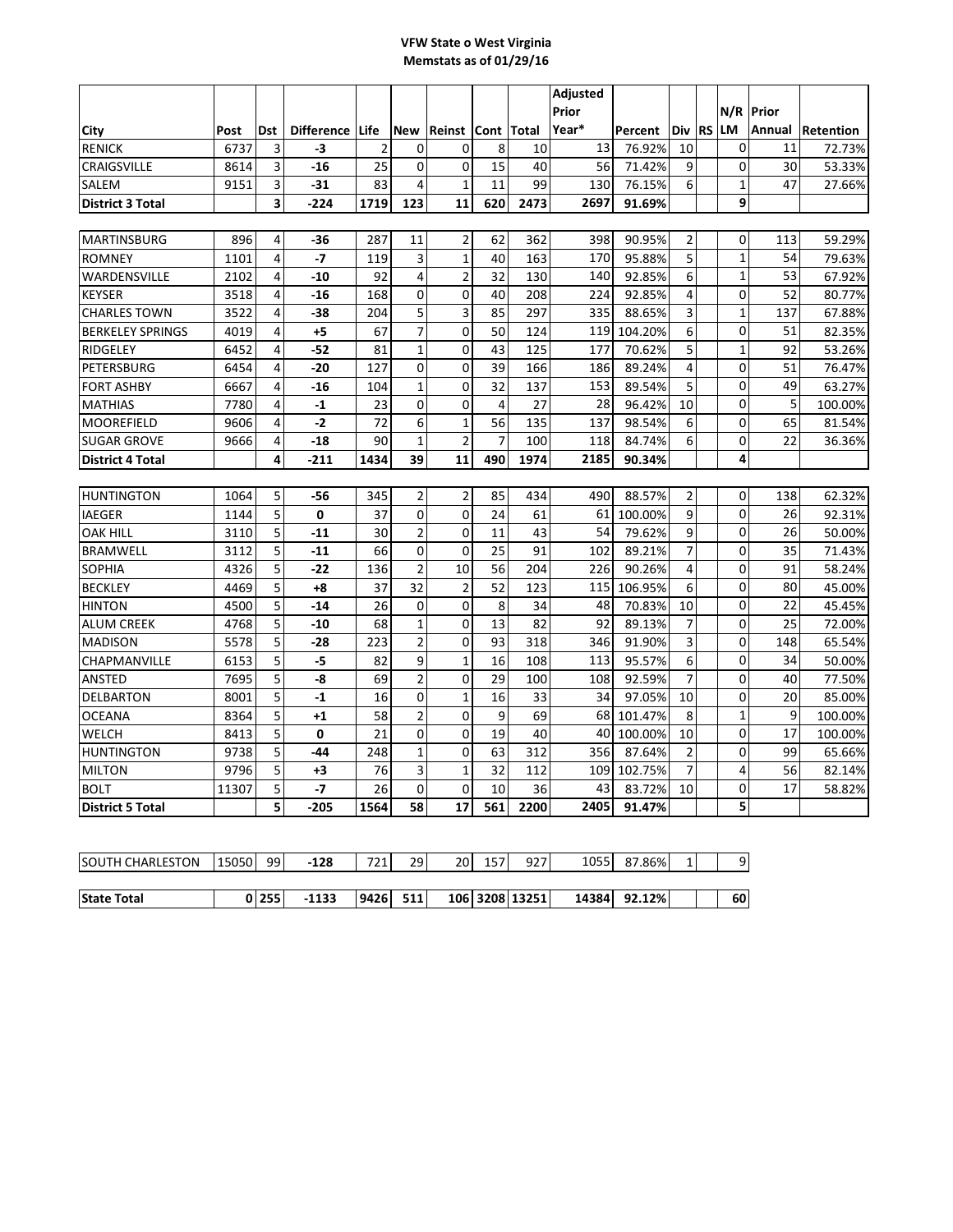**VFW State o West Virginia**
**Memstats as of 01/29/16**

| City | Post | Dst | Difference | Life | New | Reinst | Cont | Total | Adjusted Prior Year* | Percent | Div | RS | N/R LM | Prior Annual | Retention |
|---|---|---|---|---|---|---|---|---|---|---|---|---|---|---|---|
| RENICK | 6737 | 3 | -3 | 2 | 0 | 0 | 8 | 10 | 13 | 76.92% | 10 | | 0 | 11 | 72.73% |
| CRAIGSVILLE | 8614 | 3 | -16 | 25 | 0 | 0 | 15 | 40 | 56 | 71.42% | 9 | | 0 | 30 | 53.33% |
| SALEM | 9151 | 3 | -31 | 83 | 4 | 1 | 11 | 99 | 130 | 76.15% | 6 | | 1 | 47 | 27.66% |
| **District 3 Total** | | **3** | **-224** | **1719** | **123** | **11** | **620** | **2473** | **2697** | **91.69%** | | | **9** | | |
| | | | | | | | | | | | | | | | |
| MARTINSBURG | 896 | 4 | -36 | 287 | 11 | 2 | 62 | 362 | 398 | 90.95% | 2 | | 0 | 113 | 59.29% |
| ROMNEY | 1101 | 4 | -7 | 119 | 3 | 1 | 40 | 163 | 170 | 95.88% | 5 | | 1 | 54 | 79.63% |
| WARDENSVILLE | 2102 | 4 | -10 | 92 | 4 | 2 | 32 | 130 | 140 | 92.85% | 6 | | 1 | 53 | 67.92% |
| KEYSER | 3518 | 4 | -16 | 168 | 0 | 0 | 40 | 208 | 224 | 92.85% | 4 | | 0 | 52 | 80.77% |
| CHARLES TOWN | 3522 | 4 | -38 | 204 | 5 | 3 | 85 | 297 | 335 | 88.65% | 3 | | 1 | 137 | 67.88% |
| BERKELEY SPRINGS | 4019 | 4 | +5 | 67 | 7 | 0 | 50 | 124 | 119 | 104.20% | 6 | | 0 | 51 | 82.35% |
| RIDGELEY | 6452 | 4 | -52 | 81 | 1 | 0 | 43 | 125 | 177 | 70.62% | 5 | | 1 | 92 | 53.26% |
| PETERSBURG | 6454 | 4 | -20 | 127 | 0 | 0 | 39 | 166 | 186 | 89.24% | 4 | | 0 | 51 | 76.47% |
| FORT ASHBY | 6667 | 4 | -16 | 104 | 1 | 0 | 32 | 137 | 153 | 89.54% | 5 | | 0 | 49 | 63.27% |
| MATHIAS | 7780 | 4 | -1 | 23 | 0 | 0 | 4 | 27 | 28 | 96.42% | 10 | | 0 | 5 | 100.00% |
| MOOREFIELD | 9606 | 4 | -2 | 72 | 6 | 1 | 56 | 135 | 137 | 98.54% | 6 | | 0 | 65 | 81.54% |
| SUGAR GROVE | 9666 | 4 | -18 | 90 | 1 | 2 | 7 | 100 | 118 | 84.74% | 6 | | 0 | 22 | 36.36% |
| **District 4 Total** | | **4** | **-211** | **1434** | **39** | **11** | **490** | **1974** | **2185** | **90.34%** | | | **4** | | |
| | | | | | | | | | | | | | | | |
| HUNTINGTON | 1064 | 5 | -56 | 345 | 2 | 2 | 85 | 434 | 490 | 88.57% | 2 | | 0 | 138 | 62.32% |
| IAEGER | 1144 | 5 | 0 | 37 | 0 | 0 | 24 | 61 | 61 | 100.00% | 9 | | 0 | 26 | 92.31% |
| OAK HILL | 3110 | 5 | -11 | 30 | 2 | 0 | 11 | 43 | 54 | 79.62% | 9 | | 0 | 26 | 50.00% |
| BRAMWELL | 3112 | 5 | -11 | 66 | 0 | 0 | 25 | 91 | 102 | 89.21% | 7 | | 0 | 35 | 71.43% |
| SOPHIA | 4326 | 5 | -22 | 136 | 2 | 10 | 56 | 204 | 226 | 90.26% | 4 | | 0 | 91 | 58.24% |
| BECKLEY | 4469 | 5 | +8 | 37 | 32 | 2 | 52 | 123 | 115 | 106.95% | 6 | | 0 | 80 | 45.00% |
| HINTON | 4500 | 5 | -14 | 26 | 0 | 0 | 8 | 34 | 48 | 70.83% | 10 | | 0 | 22 | 45.45% |
| ALUM CREEK | 4768 | 5 | -10 | 68 | 1 | 0 | 13 | 82 | 92 | 89.13% | 7 | | 0 | 25 | 72.00% |
| MADISON | 5578 | 5 | -28 | 223 | 2 | 0 | 93 | 318 | 346 | 91.90% | 3 | | 0 | 148 | 65.54% |
| CHAPMANVILLE | 6153 | 5 | -5 | 82 | 9 | 1 | 16 | 108 | 113 | 95.57% | 6 | | 0 | 34 | 50.00% |
| ANSTED | 7695 | 5 | -8 | 69 | 2 | 0 | 29 | 100 | 108 | 92.59% | 7 | | 0 | 40 | 77.50% |
| DELBARTON | 8001 | 5 | -1 | 16 | 0 | 1 | 16 | 33 | 34 | 97.05% | 10 | | 0 | 20 | 85.00% |
| OCEANA | 8364 | 5 | +1 | 58 | 2 | 0 | 9 | 69 | 68 | 101.47% | 8 | | 1 | 9 | 100.00% |
| WELCH | 8413 | 5 | 0 | 21 | 0 | 0 | 19 | 40 | 40 | 100.00% | 10 | | 0 | 17 | 100.00% |
| HUNTINGTON | 9738 | 5 | -44 | 248 | 1 | 0 | 63 | 312 | 356 | 87.64% | 2 | | 0 | 99 | 65.66% |
| MILTON | 9796 | 5 | +3 | 76 | 3 | 1 | 32 | 112 | 109 | 102.75% | 7 | | 4 | 56 | 82.14% |
| BOLT | 11307 | 5 | -7 | 26 | 0 | 0 | 10 | 36 | 43 | 83.72% | 10 | | 0 | 17 | 58.82% |
| **District 5 Total** | | **5** | **-205** | **1564** | **58** | **17** | **561** | **2200** | **2405** | **91.47%** | | | **5** | | |
| | | | | | | | | | | | | | | | |
| SOUTH CHARLESTON | 15050 | 99 | -128 | 721 | 29 | 20 | 157 | 927 | 1055 | 87.86% | 1 | | 9 | | |
| | | | | | | | | | | | | | | | |
| **State Total** | 0 | 255 | -1133 | 9426 | 511 | 106 | 3208 | 13251 | 14384 | 92.12% | | | 60 | | |